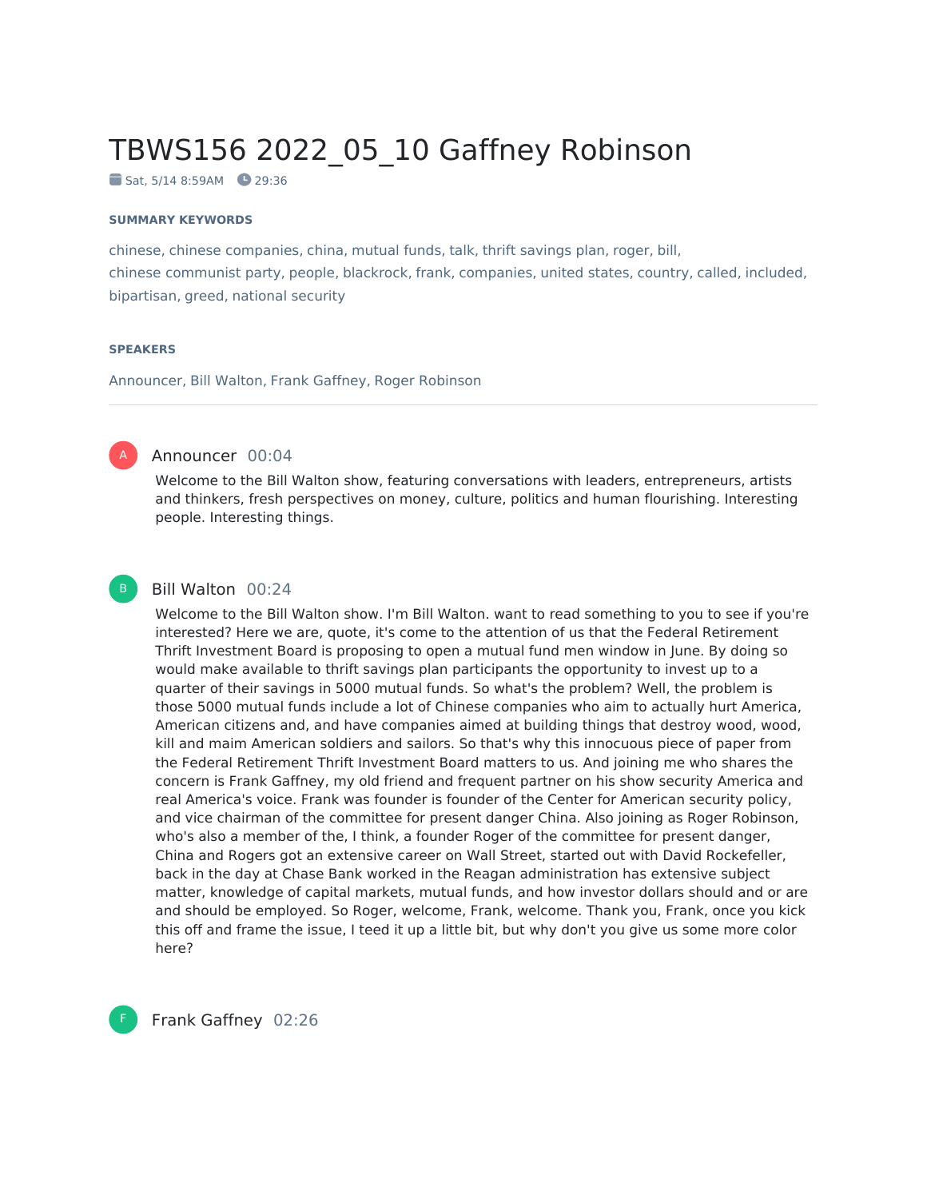# TBWS156 2022_05_10 Gaffney Robinson

Sat, 5/14 8:59AM   29:36

**SUMMARY KEYWORDS**

chinese, chinese companies, china, mutual funds, talk, thrift savings plan, roger, bill, chinese communist party, people, blackrock, frank, companies, united states, country, called, included, bipartisan, greed, national security

**SPEAKERS**

Announcer, Bill Walton, Frank Gaffney, Roger Robinson

---

**Announcer** 00:04

Welcome to the Bill Walton show, featuring conversations with leaders, entrepreneurs, artists and thinkers, fresh perspectives on money, culture, politics and human flourishing. Interesting people. Interesting things.

**Bill Walton** 00:24

Welcome to the Bill Walton show. I'm Bill Walton. want to read something to you to see if you're interested? Here we are, quote, it's come to the attention of us that the Federal Retirement Thrift Investment Board is proposing to open a mutual fund men window in June. By doing so would make available to thrift savings plan participants the opportunity to invest up to a quarter of their savings in 5000 mutual funds. So what's the problem? Well, the problem is those 5000 mutual funds include a lot of Chinese companies who aim to actually hurt America, American citizens and, and have companies aimed at building things that destroy wood, wood, kill and maim American soldiers and sailors. So that's why this innocuous piece of paper from the Federal Retirement Thrift Investment Board matters to us. And joining me who shares the concern is Frank Gaffney, my old friend and frequent partner on his show security America and real America's voice. Frank was founder is founder of the Center for American security policy, and vice chairman of the committee for present danger China. Also joining as Roger Robinson, who's also a member of the, I think, a founder Roger of the committee for present danger, China and Rogers got an extensive career on Wall Street, started out with David Rockefeller, back in the day at Chase Bank worked in the Reagan administration has extensive subject matter, knowledge of capital markets, mutual funds, and how investor dollars should and or are and should be employed. So Roger, welcome, Frank, welcome. Thank you, Frank, once you kick this off and frame the issue, I teed it up a little bit, but why don't you give us some more color here?

**Frank Gaffney** 02:26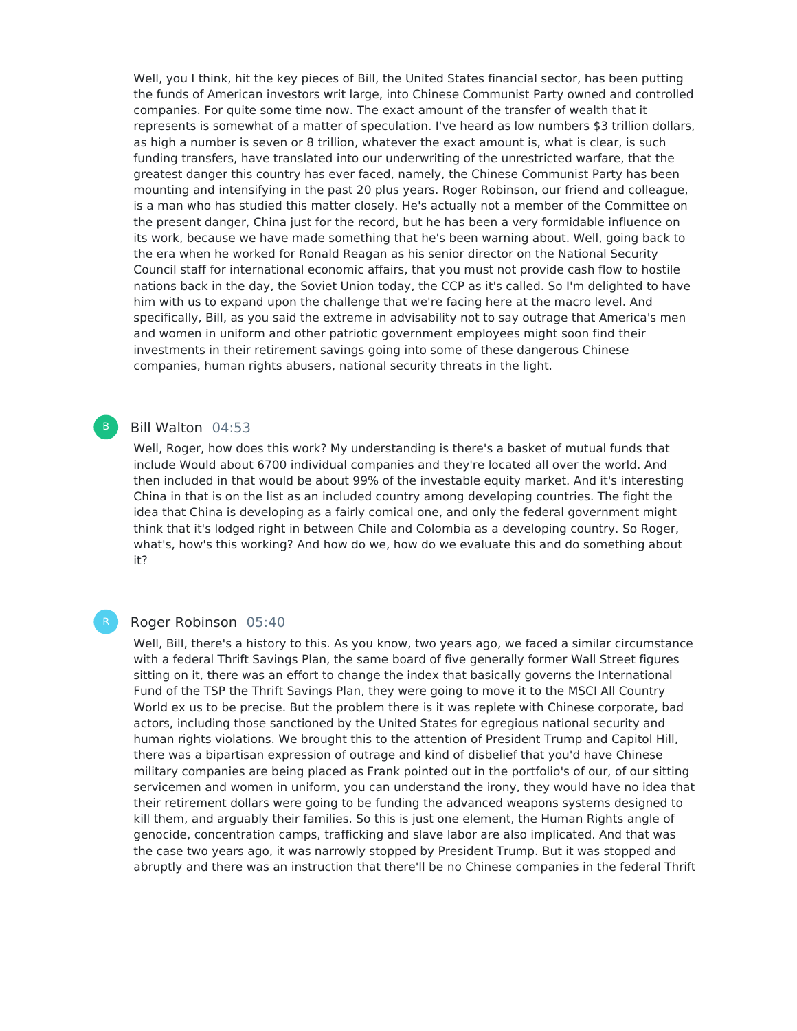Well, you I think, hit the key pieces of Bill, the United States financial sector, has been putting the funds of American investors writ large, into Chinese Communist Party owned and controlled companies. For quite some time now. The exact amount of the transfer of wealth that it represents is somewhat of a matter of speculation. I've heard as low numbers $3 trillion dollars, as high a number is seven or 8 trillion, whatever the exact amount is, what is clear, is such funding transfers, have translated into our underwriting of the unrestricted warfare, that the greatest danger this country has ever faced, namely, the Chinese Communist Party has been mounting and intensifying in the past 20 plus years. Roger Robinson, our friend and colleague, is a man who has studied this matter closely. He's actually not a member of the Committee on the present danger, China just for the record, but he has been a very formidable influence on its work, because we have made something that he's been warning about. Well, going back to the era when he worked for Ronald Reagan as his senior director on the National Security Council staff for international economic affairs, that you must not provide cash flow to hostile nations back in the day, the Soviet Union today, the CCP as it's called. So I'm delighted to have him with us to expand upon the challenge that we're facing here at the macro level. And specifically, Bill, as you said the extreme in advisability not to say outrage that America's men and women in uniform and other patriotic government employees might soon find their investments in their retirement savings going into some of these dangerous Chinese companies, human rights abusers, national security threats in the light.

**Bill Walton** 04:53

Well, Roger, how does this work? My understanding is there's a basket of mutual funds that include Would about 6700 individual companies and they're located all over the world. And then included in that would be about 99% of the investable equity market. And it's interesting China in that is on the list as an included country among developing countries. The fight the idea that China is developing as a fairly comical one, and only the federal government might think that it's lodged right in between Chile and Colombia as a developing country. So Roger, what's, how's this working? And how do we, how do we evaluate this and do something about it?

**Roger Robinson** 05:40

Well, Bill, there's a history to this. As you know, two years ago, we faced a similar circumstance with a federal Thrift Savings Plan, the same board of five generally former Wall Street figures sitting on it, there was an effort to change the index that basically governs the International Fund of the TSP the Thrift Savings Plan, they were going to move it to the MSCI All Country World ex us to be precise. But the problem there is it was replete with Chinese corporate, bad actors, including those sanctioned by the United States for egregious national security and human rights violations. We brought this to the attention of President Trump and Capitol Hill, there was a bipartisan expression of outrage and kind of disbelief that you'd have Chinese military companies are being placed as Frank pointed out in the portfolio's of our, of our sitting servicemen and women in uniform, you can understand the irony, they would have no idea that their retirement dollars were going to be funding the advanced weapons systems designed to kill them, and arguably their families. So this is just one element, the Human Rights angle of genocide, concentration camps, trafficking and slave labor are also implicated. And that was the case two years ago, it was narrowly stopped by President Trump. But it was stopped and abruptly and there was an instruction that there'll be no Chinese companies in the federal Thrift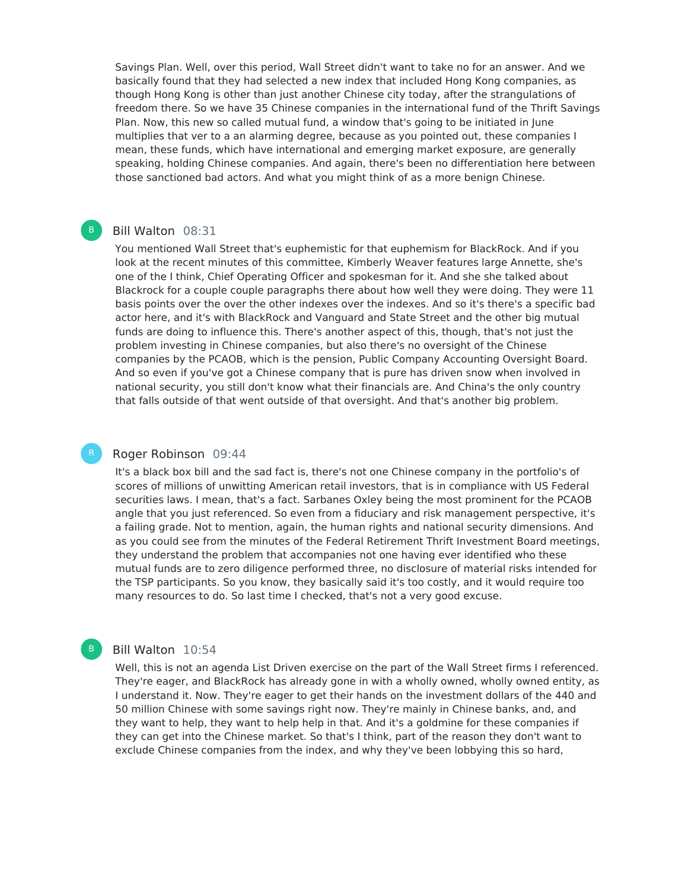Savings Plan. Well, over this period, Wall Street didn't want to take no for an answer. And we basically found that they had selected a new index that included Hong Kong companies, as though Hong Kong is other than just another Chinese city today, after the strangulations of freedom there. So we have 35 Chinese companies in the international fund of the Thrift Savings Plan. Now, this new so called mutual fund, a window that's going to be initiated in June multiplies that ver to a an alarming degree, because as you pointed out, these companies I mean, these funds, which have international and emerging market exposure, are generally speaking, holding Chinese companies. And again, there's been no differentiation here between those sanctioned bad actors. And what you might think of as a more benign Chinese.

**Bill Walton** 08:31

You mentioned Wall Street that's euphemistic for that euphemism for BlackRock. And if you look at the recent minutes of this committee, Kimberly Weaver features large Annette, she's one of the I think, Chief Operating Officer and spokesman for it. And she she talked about Blackrock for a couple couple paragraphs there about how well they were doing. They were 11 basis points over the over the other indexes over the indexes. And so it's there's a specific bad actor here, and it's with BlackRock and Vanguard and State Street and the other big mutual funds are doing to influence this. There's another aspect of this, though, that's not just the problem investing in Chinese companies, but also there's no oversight of the Chinese companies by the PCAOB, which is the pension, Public Company Accounting Oversight Board. And so even if you've got a Chinese company that is pure has driven snow when involved in national security, you still don't know what their financials are. And China's the only country that falls outside of that went outside of that oversight. And that's another big problem.

**Roger Robinson** 09:44

It's a black box bill and the sad fact is, there's not one Chinese company in the portfolio's of scores of millions of unwitting American retail investors, that is in compliance with US Federal securities laws. I mean, that's a fact. Sarbanes Oxley being the most prominent for the PCAOB angle that you just referenced. So even from a fiduciary and risk management perspective, it's a failing grade. Not to mention, again, the human rights and national security dimensions. And as you could see from the minutes of the Federal Retirement Thrift Investment Board meetings, they understand the problem that accompanies not one having ever identified who these mutual funds are to zero diligence performed three, no disclosure of material risks intended for the TSP participants. So you know, they basically said it's too costly, and it would require too many resources to do. So last time I checked, that's not a very good excuse.

**Bill Walton** 10:54

Well, this is not an agenda List Driven exercise on the part of the Wall Street firms I referenced. They're eager, and BlackRock has already gone in with a wholly owned, wholly owned entity, as I understand it. Now. They're eager to get their hands on the investment dollars of the 440 and 50 million Chinese with some savings right now. They're mainly in Chinese banks, and, and they want to help, they want to help help in that. And it's a goldmine for these companies if they can get into the Chinese market. So that's I think, part of the reason they don't want to exclude Chinese companies from the index, and why they've been lobbying this so hard,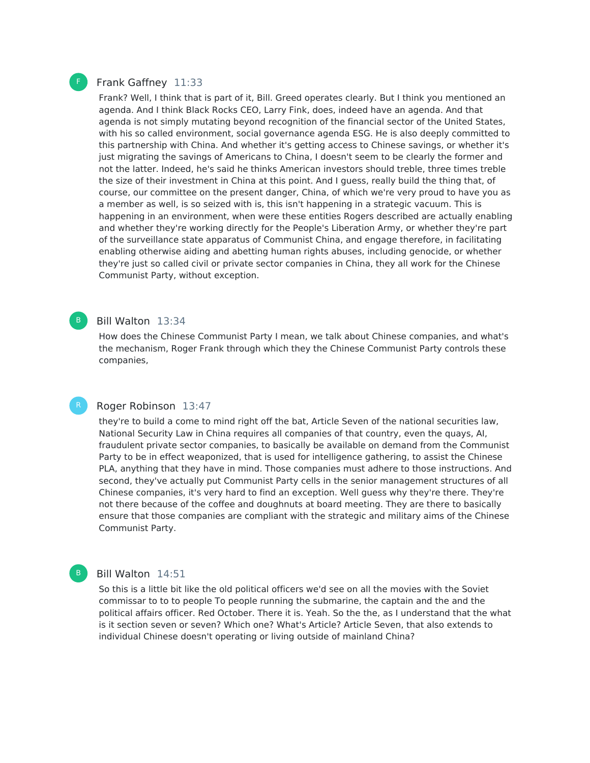**Frank Gaffney** 11:33

Frank? Well, I think that is part of it, Bill. Greed operates clearly. But I think you mentioned an agenda. And I think Black Rocks CEO, Larry Fink, does, indeed have an agenda. And that agenda is not simply mutating beyond recognition of the financial sector of the United States, with his so called environment, social governance agenda ESG. He is also deeply committed to this partnership with China. And whether it's getting access to Chinese savings, or whether it's just migrating the savings of Americans to China, I doesn't seem to be clearly the former and not the latter. Indeed, he's said he thinks American investors should treble, three times treble the size of their investment in China at this point. And I guess, really build the thing that, of course, our committee on the present danger, China, of which we're very proud to have you as a member as well, is so seized with is, this isn't happening in a strategic vacuum. This is happening in an environment, when were these entities Rogers described are actually enabling and whether they're working directly for the People's Liberation Army, or whether they're part of the surveillance state apparatus of Communist China, and engage therefore, in facilitating enabling otherwise aiding and abetting human rights abuses, including genocide, or whether they're just so called civil or private sector companies in China, they all work for the Chinese Communist Party, without exception.

**Bill Walton** 13:34

How does the Chinese Communist Party I mean, we talk about Chinese companies, and what's the mechanism, Roger Frank through which they the Chinese Communist Party controls these companies,

**Roger Robinson** 13:47

they're to build a come to mind right off the bat, Article Seven of the national securities law, National Security Law in China requires all companies of that country, even the quays, AI, fraudulent private sector companies, to basically be available on demand from the Communist Party to be in effect weaponized, that is used for intelligence gathering, to assist the Chinese PLA, anything that they have in mind. Those companies must adhere to those instructions. And second, they've actually put Communist Party cells in the senior management structures of all Chinese companies, it's very hard to find an exception. Well guess why they're there. They're not there because of the coffee and doughnuts at board meeting. They are there to basically ensure that those companies are compliant with the strategic and military aims of the Chinese Communist Party.

**Bill Walton** 14:51

So this is a little bit like the old political officers we'd see on all the movies with the Soviet commissar to to to people To people running the submarine, the captain and the and the political affairs officer. Red October. There it is. Yeah. So the the, as I understand that the what is it section seven or seven? Which one? What's Article? Article Seven, that also extends to individual Chinese doesn't operating or living outside of mainland China?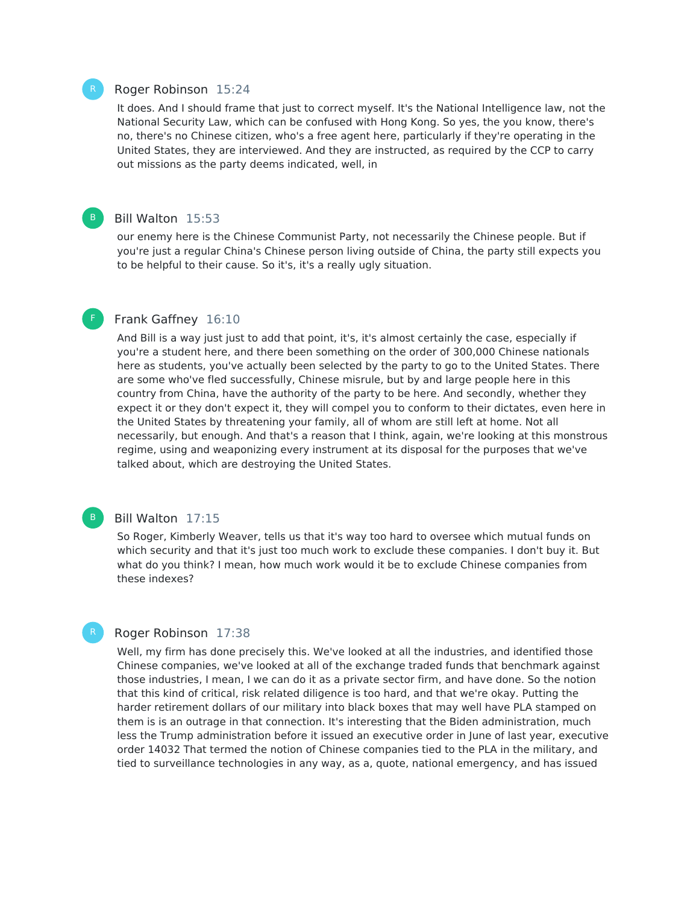R Roger Robinson 15:24

It does. And I should frame that just to correct myself. It's the National Intelligence law, not the National Security Law, which can be confused with Hong Kong. So yes, the you know, there's no, there's no Chinese citizen, who's a free agent here, particularly if they're operating in the United States, they are interviewed. And they are instructed, as required by the CCP to carry out missions as the party deems indicated, well, in

B Bill Walton 15:53

our enemy here is the Chinese Communist Party, not necessarily the Chinese people. But if you're just a regular China's Chinese person living outside of China, the party still expects you to be helpful to their cause. So it's, it's a really ugly situation.

F Frank Gaffney 16:10

And Bill is a way just just to add that point, it's, it's almost certainly the case, especially if you're a student here, and there been something on the order of 300,000 Chinese nationals here as students, you've actually been selected by the party to go to the United States. There are some who've fled successfully, Chinese misrule, but by and large people here in this country from China, have the authority of the party to be here. And secondly, whether they expect it or they don't expect it, they will compel you to conform to their dictates, even here in the United States by threatening your family, all of whom are still left at home. Not all necessarily, but enough. And that's a reason that I think, again, we're looking at this monstrous regime, using and weaponizing every instrument at its disposal for the purposes that we've talked about, which are destroying the United States.

B Bill Walton 17:15

So Roger, Kimberly Weaver, tells us that it's way too hard to oversee which mutual funds on which security and that it's just too much work to exclude these companies. I don't buy it. But what do you think? I mean, how much work would it be to exclude Chinese companies from these indexes?

R Roger Robinson 17:38

Well, my firm has done precisely this. We've looked at all the industries, and identified those Chinese companies, we've looked at all of the exchange traded funds that benchmark against those industries, I mean, I we can do it as a private sector firm, and have done. So the notion that this kind of critical, risk related diligence is too hard, and that we're okay. Putting the harder retirement dollars of our military into black boxes that may well have PLA stamped on them is is an outrage in that connection. It's interesting that the Biden administration, much less the Trump administration before it issued an executive order in June of last year, executive order 14032 That termed the notion of Chinese companies tied to the PLA in the military, and tied to surveillance technologies in any way, as a, quote, national emergency, and has issued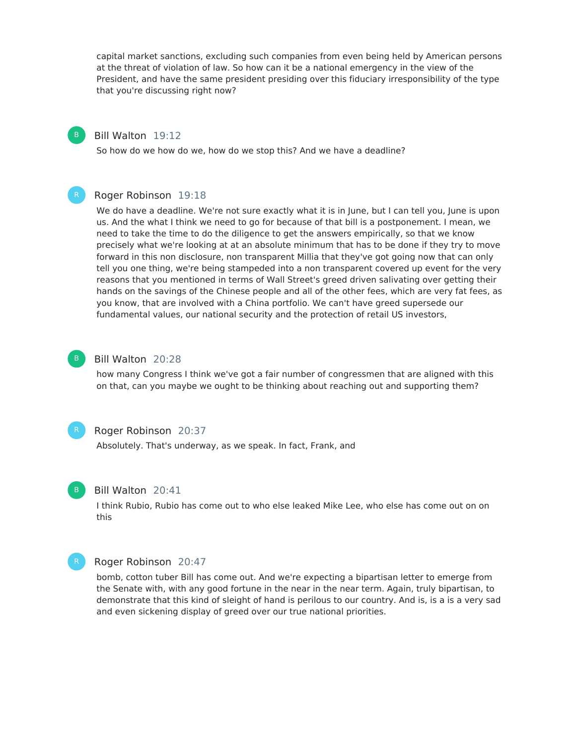capital market sanctions, excluding such companies from even being held by American persons at the threat of violation of law. So how can it be a national emergency in the view of the President, and have the same president presiding over this fiduciary irresponsibility of the type that you're discussing right now?

**Bill Walton** 19:12

So how do we how do we, how do we stop this? And we have a deadline?

**Roger Robinson** 19:18

We do have a deadline. We're not sure exactly what it is in June, but I can tell you, June is upon us. And the what I think we need to go for because of that bill is a postponement. I mean, we need to take the time to do the diligence to get the answers empirically, so that we know precisely what we're looking at at an absolute minimum that has to be done if they try to move forward in this non disclosure, non transparent Millia that they've got going now that can only tell you one thing, we're being stampeded into a non transparent covered up event for the very reasons that you mentioned in terms of Wall Street's greed driven salivating over getting their hands on the savings of the Chinese people and all of the other fees, which are very fat fees, as you know, that are involved with a China portfolio. We can't have greed supersede our fundamental values, our national security and the protection of retail US investors,

**Bill Walton** 20:28

how many Congress I think we've got a fair number of congressmen that are aligned with this on that, can you maybe we ought to be thinking about reaching out and supporting them?

**Roger Robinson** 20:37

Absolutely. That's underway, as we speak. In fact, Frank, and

**Bill Walton** 20:41

I think Rubio, Rubio has come out to who else leaked Mike Lee, who else has come out on on this

**Roger Robinson** 20:47

bomb, cotton tuber Bill has come out. And we're expecting a bipartisan letter to emerge from the Senate with, with any good fortune in the near in the near term. Again, truly bipartisan, to demonstrate that this kind of sleight of hand is perilous to our country. And is, is a is a very sad and even sickening display of greed over our true national priorities.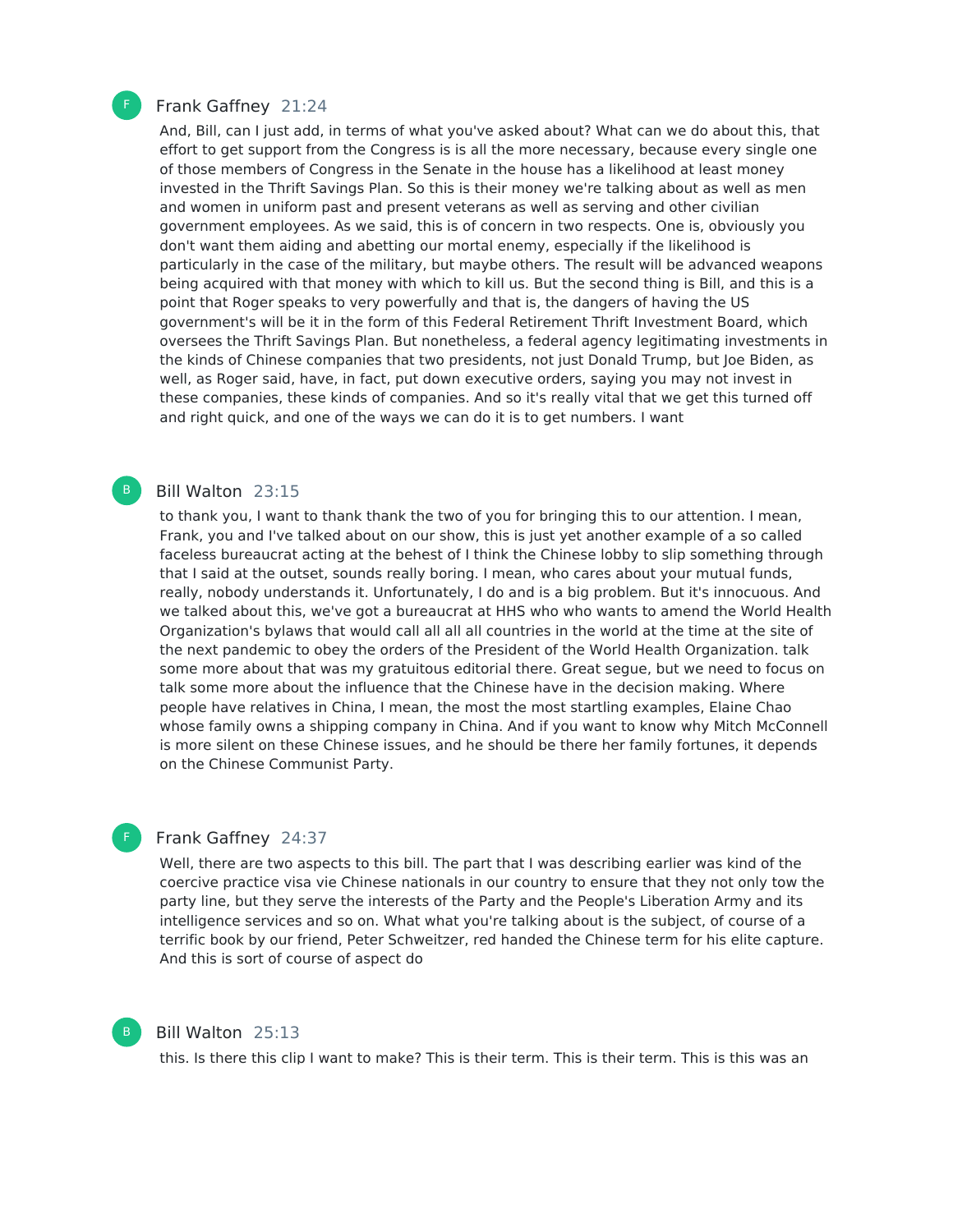**Frank Gaffney** 21:24

And, Bill, can I just add, in terms of what you've asked about? What can we do about this, that effort to get support from the Congress is is all the more necessary, because every single one of those members of Congress in the Senate in the house has a likelihood at least money invested in the Thrift Savings Plan. So this is their money we're talking about as well as men and women in uniform past and present veterans as well as serving and other civilian government employees. As we said, this is of concern in two respects. One is, obviously you don't want them aiding and abetting our mortal enemy, especially if the likelihood is particularly in the case of the military, but maybe others. The result will be advanced weapons being acquired with that money with which to kill us. But the second thing is Bill, and this is a point that Roger speaks to very powerfully and that is, the dangers of having the US government's will be it in the form of this Federal Retirement Thrift Investment Board, which oversees the Thrift Savings Plan. But nonetheless, a federal agency legitimating investments in the kinds of Chinese companies that two presidents, not just Donald Trump, but Joe Biden, as well, as Roger said, have, in fact, put down executive orders, saying you may not invest in these companies, these kinds of companies. And so it's really vital that we get this turned off and right quick, and one of the ways we can do it is to get numbers. I want

**Bill Walton** 23:15

to thank you, I want to thank thank the two of you for bringing this to our attention. I mean, Frank, you and I've talked about on our show, this is just yet another example of a so called faceless bureaucrat acting at the behest of I think the Chinese lobby to slip something through that I said at the outset, sounds really boring. I mean, who cares about your mutual funds, really, nobody understands it. Unfortunately, I do and is a big problem. But it's innocuous. And we talked about this, we've got a bureaucrat at HHS who who wants to amend the World Health Organization's bylaws that would call all all all countries in the world at the time at the site of the next pandemic to obey the orders of the President of the World Health Organization. talk some more about that was my gratuitous editorial there. Great segue, but we need to focus on talk some more about the influence that the Chinese have in the decision making. Where people have relatives in China, I mean, the most the most startling examples, Elaine Chao whose family owns a shipping company in China. And if you want to know why Mitch McConnell is more silent on these Chinese issues, and he should be there her family fortunes, it depends on the Chinese Communist Party.

**Frank Gaffney** 24:37

Well, there are two aspects to this bill. The part that I was describing earlier was kind of the coercive practice visa vie Chinese nationals in our country to ensure that they not only tow the party line, but they serve the interests of the Party and the People's Liberation Army and its intelligence services and so on. What what you're talking about is the subject, of course of a terrific book by our friend, Peter Schweitzer, red handed the Chinese term for his elite capture. And this is sort of course of aspect do

**Bill Walton** 25:13

this. Is there this clip I want to make? This is their term. This is their term. This is this was an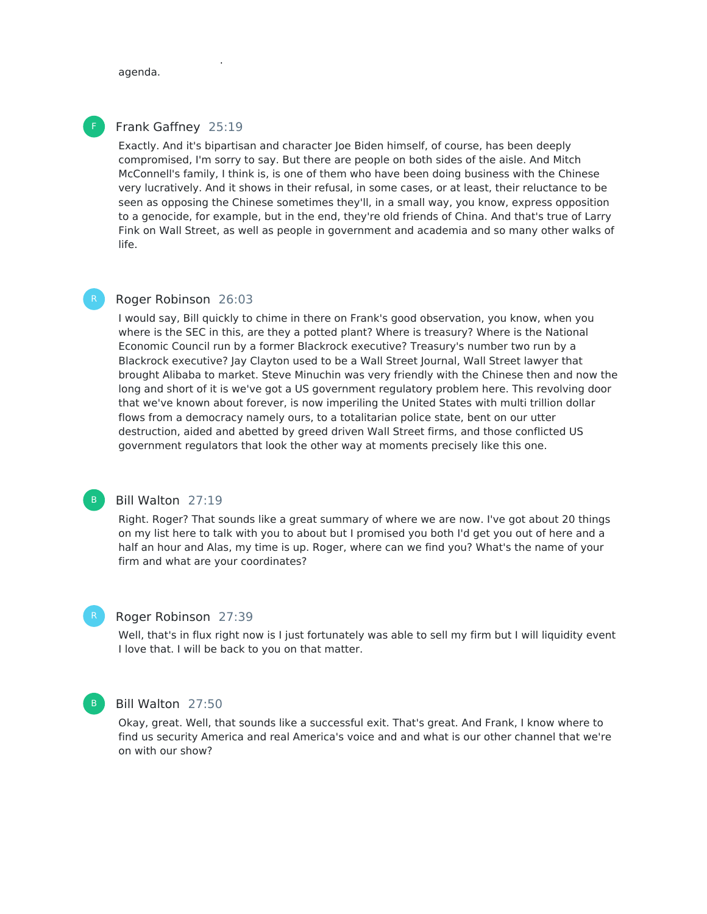agenda.

**Frank Gaffney** 25:19

Exactly. And it's bipartisan and character Joe Biden himself, of course, has been deeply compromised, I'm sorry to say. But there are people on both sides of the aisle. And Mitch McConnell's family, I think is, is one of them who have been doing business with the Chinese very lucratively. And it shows in their refusal, in some cases, or at least, their reluctance to be seen as opposing the Chinese sometimes they'll, in a small way, you know, express opposition to a genocide, for example, but in the end, they're old friends of China. And that's true of Larry Fink on Wall Street, as well as people in government and academia and so many other walks of life.

**Roger Robinson** 26:03

I would say, Bill quickly to chime in there on Frank's good observation, you know, when you where is the SEC in this, are they a potted plant? Where is treasury? Where is the National Economic Council run by a former Blackrock executive? Treasury's number two run by a Blackrock executive? Jay Clayton used to be a Wall Street Journal, Wall Street lawyer that brought Alibaba to market. Steve Minuchin was very friendly with the Chinese then and now the long and short of it is we've got a US government regulatory problem here. This revolving door that we've known about forever, is now imperiling the United States with multi trillion dollar flows from a democracy namely ours, to a totalitarian police state, bent on our utter destruction, aided and abetted by greed driven Wall Street firms, and those conflicted US government regulators that look the other way at moments precisely like this one.

**Bill Walton** 27:19

Right. Roger? That sounds like a great summary of where we are now. I've got about 20 things on my list here to talk with you to about but I promised you both I'd get you out of here and a half an hour and Alas, my time is up. Roger, where can we find you? What's the name of your firm and what are your coordinates?

**Roger Robinson** 27:39

Well, that's in flux right now is I just fortunately was able to sell my firm but I will liquidity event I love that. I will be back to you on that matter.

**Bill Walton** 27:50

Okay, great. Well, that sounds like a successful exit. That's great. And Frank, I know where to find us security America and real America's voice and and what is our other channel that we're on with our show?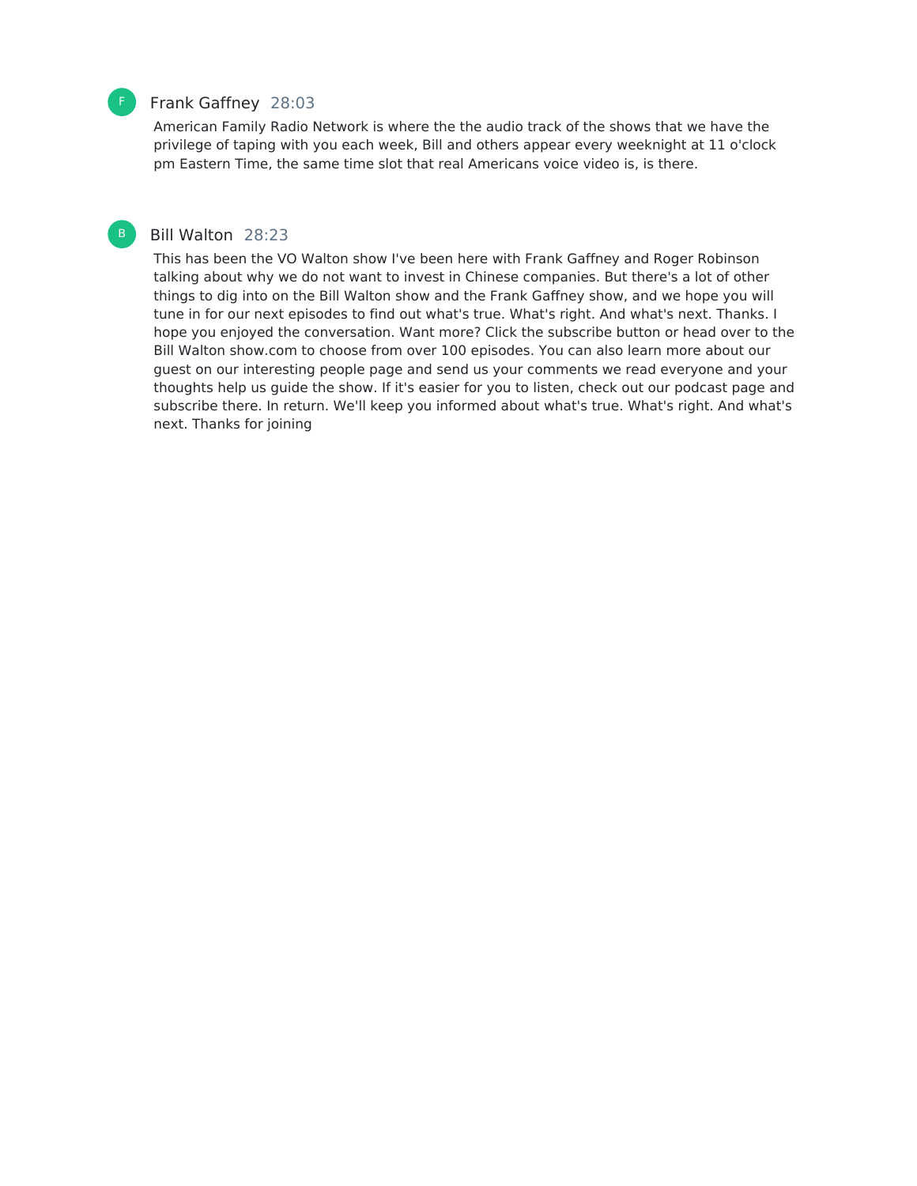Frank Gaffney 28:03

American Family Radio Network is where the the audio track of the shows that we have the privilege of taping with you each week, Bill and others appear every weeknight at 11 o'clock pm Eastern Time, the same time slot that real Americans voice video is, is there.

Bill Walton 28:23

This has been the VO Walton show I've been here with Frank Gaffney and Roger Robinson talking about why we do not want to invest in Chinese companies. But there's a lot of other things to dig into on the Bill Walton show and the Frank Gaffney show, and we hope you will tune in for our next episodes to find out what's true. What's right. And what's next. Thanks. I hope you enjoyed the conversation. Want more? Click the subscribe button or head over to the Bill Walton show.com to choose from over 100 episodes. You can also learn more about our guest on our interesting people page and send us your comments we read everyone and your thoughts help us guide the show. If it's easier for you to listen, check out our podcast page and subscribe there. In return. We'll keep you informed about what's true. What's right. And what's next. Thanks for joining